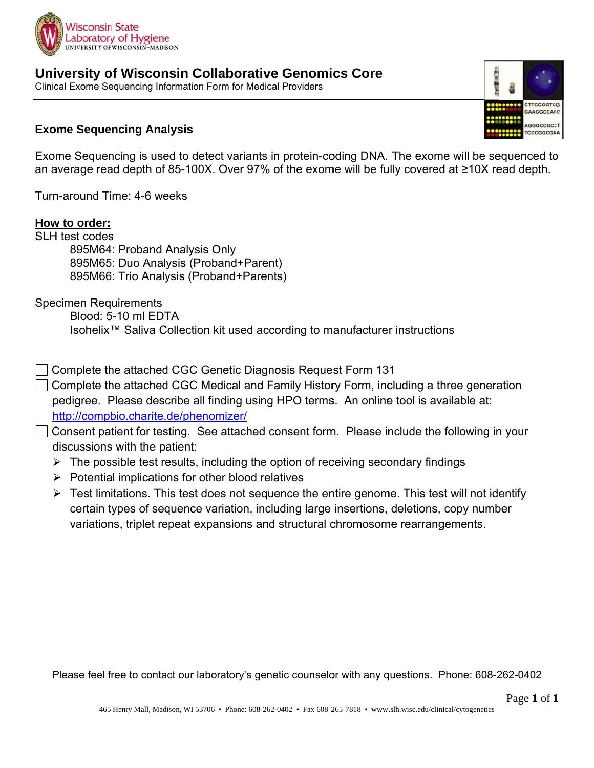Wisconsin State Laboratory of Hygiene
UNIVERSITY OF WISCONSIN–MADISON

# University of Wisconsin Collaborative Genomics Core

Clinical Exome Sequencing Information Form for Medical Providers

## Exome Sequencing Analysis

Exome Sequencing is used to detect variants in protein-coding DNA. The exome will be sequenced to an average read depth of 85-100X. Over 97% of the exome will be fully covered at ≥10X read depth.

Turn-around Time: 4-6 weeks

**How to order:**

SLH test codes

- 895M64: Proband Analysis Only
- 895M65: Duo Analysis (Proband+Parent)
- 895M66: Trio Analysis (Proband+Parents)

Specimen Requirements

- Blood: 5-10 ml EDTA
- Isohelix™ Saliva Collection kit used according to manufacturer instructions

- [ ] Complete the attached CGC Genetic Diagnosis Request Form 131
- [ ] Complete the attached CGC Medical and Family History Form, including a three generation pedigree. Please describe all finding using HPO terms. An online tool is available at: http://compbio.charite.de/phenomizer/
- [ ] Consent patient for testing. See attached consent form. Please include the following in your discussions with the patient:
  - The possible test results, including the option of receiving secondary findings
  - Potential implications for other blood relatives
  - Test limitations. This test does not sequence the entire genome. This test will not identify certain types of sequence variation, including large insertions, deletions, copy number variations, triplet repeat expansions and structural chromosome rearrangements.

Please feel free to contact our laboratory's genetic counselor with any questions. Phone: 608-262-0402

465 Henry Mall, Madison, WI 53706 • Phone: 608-262-0402 • Fax 608-265-7818 • www.slh.wisc.edu/clinical/cytogenetics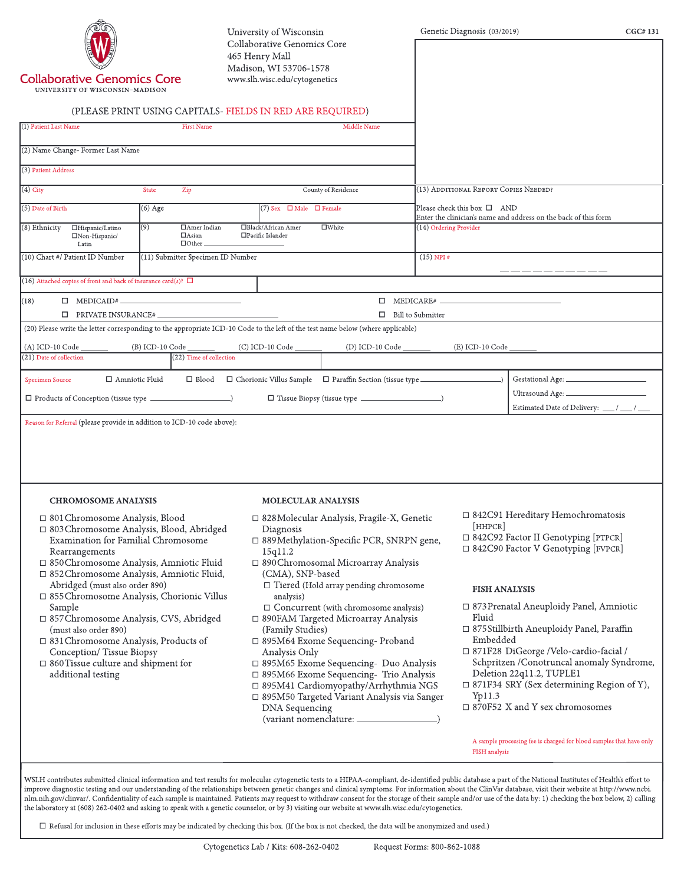**Collaborative Genomics Core**
UNIVERSITY OF WISCONSIN–MADISON

University of Wisconsin
Collaborative Genomics Core
465 Henry Mall
Madison, WI 53706-1578
www.slh.wisc.edu/cytogenetics

Genetic Diagnosis (03/2019) **CGC# 131**

(PLEASE PRINT USING CAPITALS- FIELDS IN RED ARE REQUIRED)

| (1) Patient Last Name | First Name | Middle Name |
|---|---|---|
| (2) Name Change- Former Last Name | | |
| (3) Patient Address | | |

| (4) City | State | Zip | County of Residence |
|---|---|---|---|
| (5) Date of Birth | (6) Age | (7) Sex ☐ Male ☐ Female | |
| (8) Ethnicity ☐Hispanic/Latino ☐Non-Hispanic/Latin | (9) ☐Amer Indian ☐Asian ☐Other ____ | ☐Black/African Amer ☐Pacific Islander | ☐White |
| (10) Chart #/ Patient ID Number | (11) Submitter Specimen ID Number | | |

(13) Additional Report Copies Needed?
Please check this box ☐ AND
Enter the clinician's name and address on the back of this form

(14) Ordering Provider

(15) NPI # __ __ __ __ __ __ __ __ __ __

(16) Attached copies of front and back of insurance card(s)? ☐

(18) ☐ MEDICAID# ____________ ☐ MEDICARE# ____________
☐ PRIVATE INSURANCE# ____________ ☐ Bill to Submitter

(20) Please write the letter corresponding to the appropriate ICD-10 Code to the left of the test name below (where applicable)

(A) ICD-10 Code ______ (B) ICD-10 Code ______ (C) ICD-10 Code ______ (D) ICD-10 Code ______ (E) ICD-10 Code ______

(21) Date of collection (22) Time of collection

Specimen Source ☐ Amniotic Fluid ☐ Blood ☐ Chorionic Villus Sample ☐ Paraffin Section (tissue type ____________)
☐ Products of Conception (tissue type ____________) ☐ Tissue Biopsy (tissue type ____________)

Gestational Age: ____________
Ultrasound Age: ____________
Estimated Date of Delivery: ___/___/___

Reason for Referral (please provide in addition to ICD-10 code above):

## CHROMOSOME ANALYSIS

- ☐ 801 Chromosome Analysis, Blood
- ☐ 803 Chromosome Analysis, Blood, Abridged Examination for Familial Chromosome Rearrangements
- ☐ 850 Chromosome Analysis, Amniotic Fluid
- ☐ 852 Chromosome Analysis, Amniotic Fluid, Abridged (must also order 890)
- ☐ 855 Chromosome Analysis, Chorionic Villus Sample
- ☐ 857 Chromosome Analysis, CVS, Abridged (must also order 890)
- ☐ 831 Chromosome Analysis, Products of Conception/ Tissue Biopsy
- ☐ 860 Tissue culture and shipment for additional testing

## MOLECULAR ANALYSIS

- ☐ 828 Molecular Analysis, Fragile-X, Genetic Diagnosis
- ☐ 889 Methylation-Specific PCR, SNRPN gene, 15q11.2
- ☐ 890 Chromosomal Microarray Analysis (CMA), SNP-based
  - ☐ Tiered (Hold array pending chromosome analysis)
  - ☐ Concurrent (with chromosome analysis)
- ☐ 890FAM Targeted Microarray Analysis (Family Studies)
- ☐ 895M64 Exome Sequencing- Proband Analysis Only
- ☐ 895M65 Exome Sequencing- Duo Analysis
- ☐ 895M66 Exome Sequencing- Trio Analysis
- ☐ 895M41 Cardiomyopathy/Arrhythmia NGS
- ☐ 895M50 Targeted Variant Analysis via Sanger DNA Sequencing (variant nomenclature: ____________)
- ☐ 842C91 Hereditary Hemochromatosis [HHPCR]
- ☐ 842C92 Factor II Genotyping [PTPCR]
- ☐ 842C90 Factor V Genotyping [FVPCR]

## FISH ANALYSIS

- ☐ 873 Prenatal Aneuploidy Panel, Amniotic Fluid
- ☐ 875 Stillbirth Aneuploidy Panel, Paraffin Embedded
- ☐ 871F28 DiGeorge /Velo-cardio-facial / Schpritzen /Conotruncal anomaly Syndrome, Deletion 22q11.2, TUPLE1
- ☐ 871F34 SRY (Sex determining Region of Y), Yp11.3
- ☐ 870F52 X and Y sex chromosomes

A sample processing fee is charged for blood samples that have only FISH analysis

WSLH contributes submitted clinical information and test results for molecular cytogenetic tests to a HIPAA-compliant, de-identified public database a part of the National Institutes of Health's effort to improve diagnostic testing and our understanding of the relationships between genetic changes and clinical symptoms. For information about the ClinVar database, visit their website at http://www.ncbi.nlm.nih.gov/clinvar/. Confidentiality of each sample is maintained. Patients may request to withdraw consent for the storage of their sample and/or use of the data by: 1) checking the box below, 2) calling the laboratory at (608) 262-0402 and asking to speak with a genetic counselor, or by 3) visiting our website at www.slh.wisc.edu/cytogenetics.

☐ Refusal for inclusion in these efforts may be indicated by checking this box. (If the box is not checked, the data will be anonymized and used.)

Cytogenetics Lab / Kits: 608-262-0402 Request Forms: 800-862-1088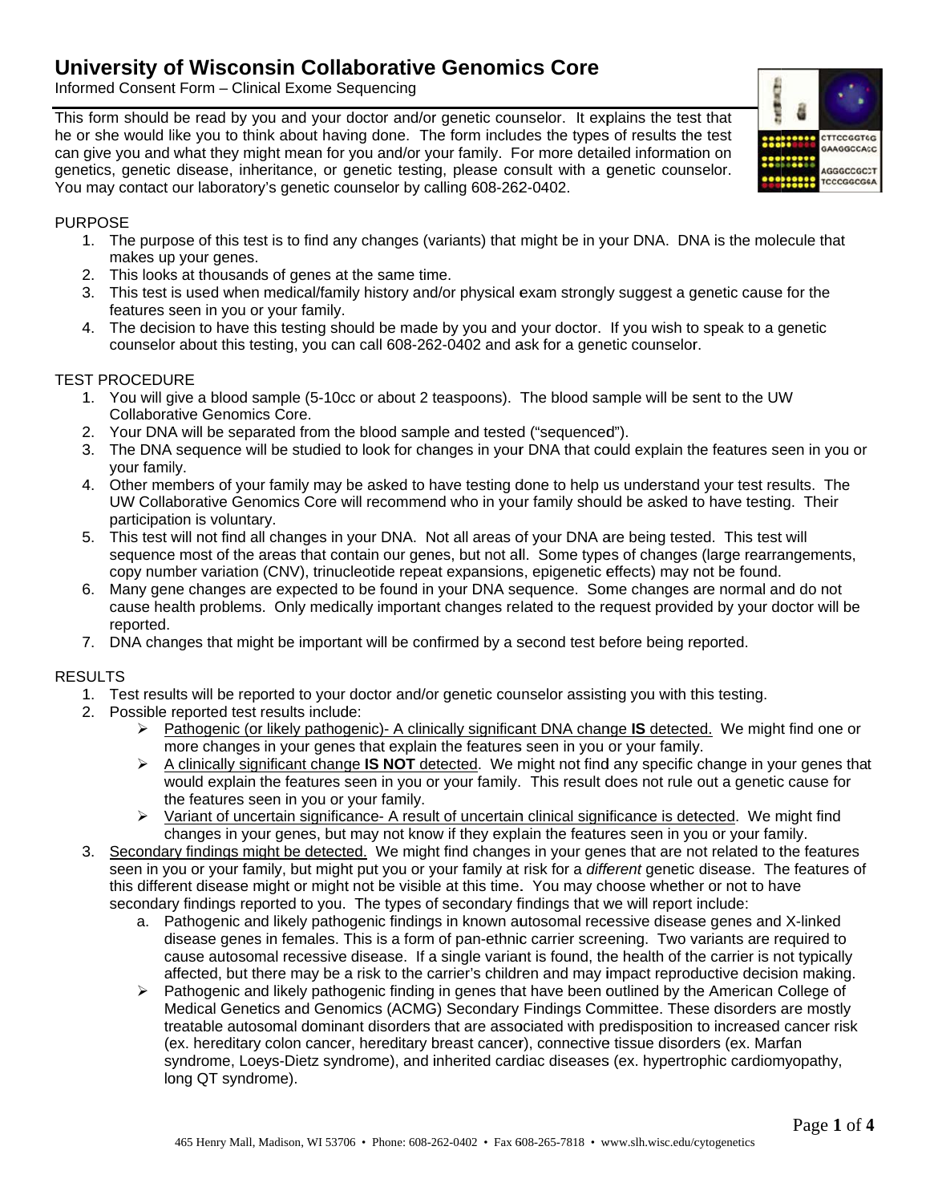# University of Wisconsin Collaborative Genomics Core

Informed Consent Form – Clinical Exome Sequencing

This form should be read by you and your doctor and/or genetic counselor. It explains the test that he or she would like you to think about having done. The form includes the types of results the test can give you and what they might mean for you and/or your family. For more detailed information on genetics, genetic disease, inheritance, or genetic testing, please consult with a genetic counselor. You may contact our laboratory's genetic counselor by calling 608-262-0402.

## PURPOSE

1. The purpose of this test is to find any changes (variants) that might be in your DNA. DNA is the molecule that makes up your genes.
2. This looks at thousands of genes at the same time.
3. This test is used when medical/family history and/or physical exam strongly suggest a genetic cause for the features seen in you or your family.
4. The decision to have this testing should be made by you and your doctor. If you wish to speak to a genetic counselor about this testing, you can call 608-262-0402 and ask for a genetic counselor.

## TEST PROCEDURE

1. You will give a blood sample (5-10cc or about 2 teaspoons). The blood sample will be sent to the UW Collaborative Genomics Core.
2. Your DNA will be separated from the blood sample and tested ("sequenced").
3. The DNA sequence will be studied to look for changes in your DNA that could explain the features seen in you or your family.
4. Other members of your family may be asked to have testing done to help us understand your test results. The UW Collaborative Genomics Core will recommend who in your family should be asked to have testing. Their participation is voluntary.
5. This test will not find all changes in your DNA. Not all areas of your DNA are being tested. This test will sequence most of the areas that contain our genes, but not all. Some types of changes (large rearrangements, copy number variation (CNV), trinucleotide repeat expansions, epigenetic effects) may not be found.
6. Many gene changes are expected to be found in your DNA sequence. Some changes are normal and do not cause health problems. Only medically important changes related to the request provided by your doctor will be reported.
7. DNA changes that might be important will be confirmed by a second test before being reported.

## RESULTS

1. Test results will be reported to your doctor and/or genetic counselor assisting you with this testing.
2. Possible reported test results include:
   - Pathogenic (or likely pathogenic)- A clinically significant DNA change **IS** detected. We might find one or more changes in your genes that explain the features seen in you or your family.
   - A clinically significant change **IS NOT** detected. We might not find any specific change in your genes that would explain the features seen in you or your family. This result does not rule out a genetic cause for the features seen in you or your family.
   - Variant of uncertain significance- A result of uncertain clinical significance is detected. We might find changes in your genes, but may not know if they explain the features seen in you or your family.
3. Secondary findings might be detected. We might find changes in your genes that are not related to the features seen in you or your family, but might put you or your family at risk for a *different* genetic disease. The features of this different disease might or might not be visible at this time. You may choose whether or not to have secondary findings reported to you. The types of secondary findings that we will report include:
   a. Pathogenic and likely pathogenic findings in known autosomal recessive disease genes and X-linked disease genes in females. This is a form of pan-ethnic carrier screening. Two variants are required to cause autosomal recessive disease. If a single variant is found, the health of the carrier is not typically affected, but there may be a risk to the carrier's children and may impact reproductive decision making.
   - Pathogenic and likely pathogenic finding in genes that have been outlined by the American College of Medical Genetics and Genomics (ACMG) Secondary Findings Committee. These disorders are mostly treatable autosomal dominant disorders that are associated with predisposition to increased cancer risk (ex. hereditary colon cancer, hereditary breast cancer), connective tissue disorders (ex. Marfan syndrome, Loeys-Dietz syndrome), and inherited cardiac diseases (ex. hypertrophic cardiomyopathy, long QT syndrome).

465 Henry Mall, Madison, WI 53706 • Phone: 608-262-0402 • Fax 608-265-7818 • www.slh.wisc.edu/cytogenetics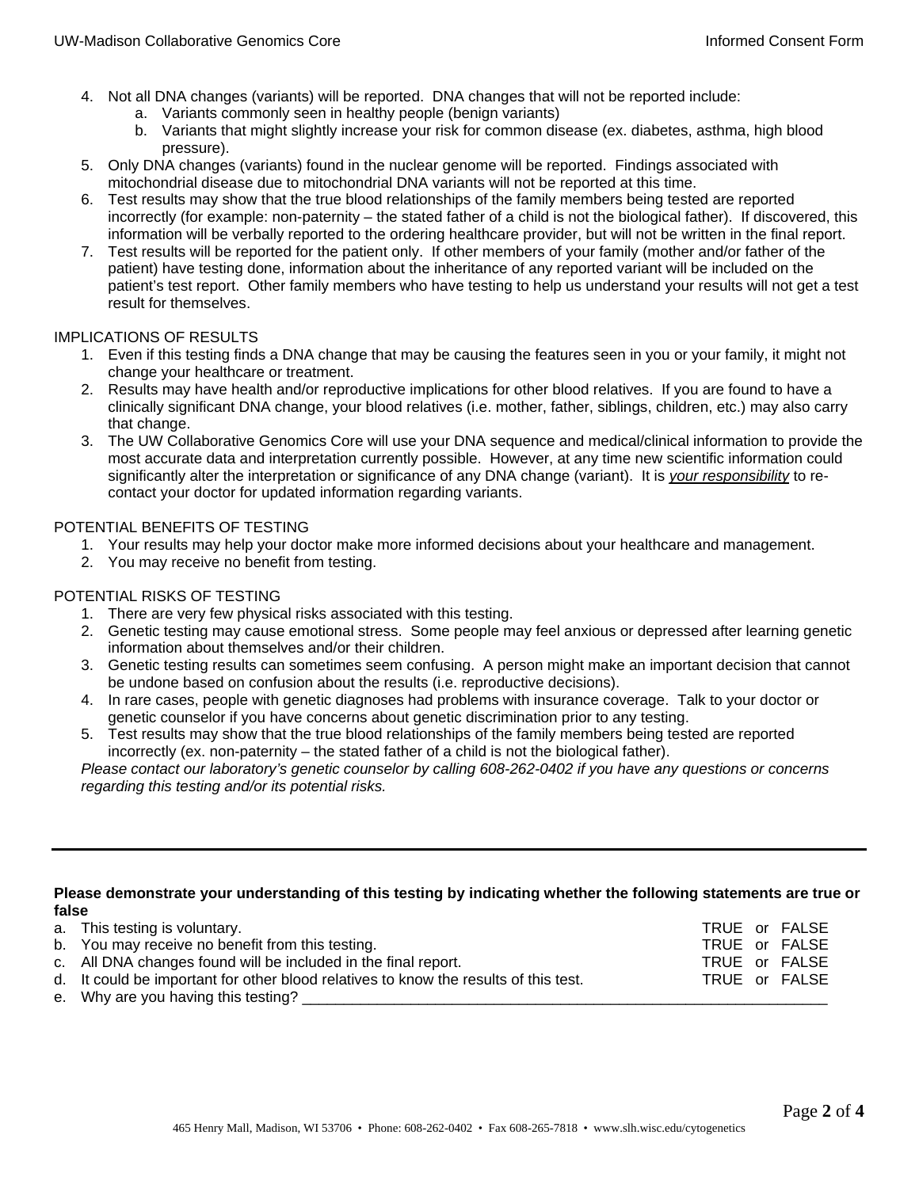4. Not all DNA changes (variants) will be reported. DNA changes that will not be reported include:
   a. Variants commonly seen in healthy people (benign variants)
   b. Variants that might slightly increase your risk for common disease (ex. diabetes, asthma, high blood pressure).
5. Only DNA changes (variants) found in the nuclear genome will be reported. Findings associated with mitochondrial disease due to mitochondrial DNA variants will not be reported at this time.
6. Test results may show that the true blood relationships of the family members being tested are reported incorrectly (for example: non-paternity – the stated father of a child is not the biological father). If discovered, this information will be verbally reported to the ordering healthcare provider, but will not be written in the final report.
7. Test results will be reported for the patient only. If other members of your family (mother and/or father of the patient) have testing done, information about the inheritance of any reported variant will be included on the patient's test report. Other family members who have testing to help us understand your results will not get a test result for themselves.

IMPLICATIONS OF RESULTS

1. Even if this testing finds a DNA change that may be causing the features seen in you or your family, it might not change your healthcare or treatment.
2. Results may have health and/or reproductive implications for other blood relatives. If you are found to have a clinically significant DNA change, your blood relatives (i.e. mother, father, siblings, children, etc.) may also carry that change.
3. The UW Collaborative Genomics Core will use your DNA sequence and medical/clinical information to provide the most accurate data and interpretation currently possible. However, at any time new scientific information could significantly alter the interpretation or significance of any DNA change (variant). It is ***your responsibility*** to re-contact your doctor for updated information regarding variants.

POTENTIAL BENEFITS OF TESTING

1. Your results may help your doctor make more informed decisions about your healthcare and management.
2. You may receive no benefit from testing.

POTENTIAL RISKS OF TESTING

1. There are very few physical risks associated with this testing.
2. Genetic testing may cause emotional stress. Some people may feel anxious or depressed after learning genetic information about themselves and/or their children.
3. Genetic testing results can sometimes seem confusing. A person might make an important decision that cannot be undone based on confusion about the results (i.e. reproductive decisions).
4. In rare cases, people with genetic diagnoses had problems with insurance coverage. Talk to your doctor or genetic counselor if you have concerns about genetic discrimination prior to any testing.
5. Test results may show that the true blood relationships of the family members being tested are reported incorrectly (ex. non-paternity – the stated father of a child is not the biological father).

*Please contact our laboratory's genetic counselor by calling 608-262-0402 if you have any questions or concerns regarding this testing and/or its potential risks.*

---

**Please demonstrate your understanding of this testing by indicating whether the following statements are true or false**

a. This testing is voluntary. TRUE or FALSE
b. You may receive no benefit from this testing. TRUE or FALSE
c. All DNA changes found will be included in the final report. TRUE or FALSE
d. It could be important for other blood relatives to know the results of this test. TRUE or FALSE
e. Why are you having this testing? ________________________________________________________________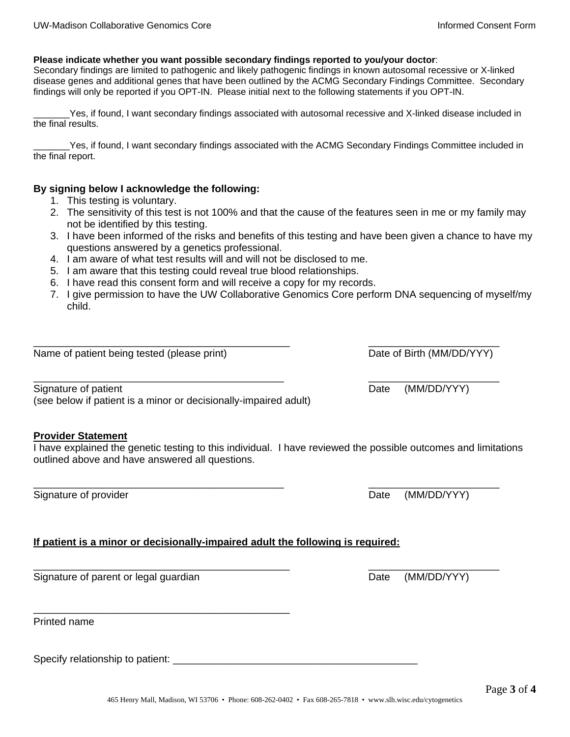**Please indicate whether you want possible secondary findings reported to you/your doctor**:
Secondary findings are limited to pathogenic and likely pathogenic findings in known autosomal recessive or X-linked disease genes and additional genes that have been outlined by the ACMG Secondary Findings Committee. Secondary findings will only be reported if you OPT-IN. Please initial next to the following statements if you OPT-IN.

_______Yes, if found, I want secondary findings associated with autosomal recessive and X-linked disease included in the final results.

_______Yes, if found, I want secondary findings associated with the ACMG Secondary Findings Committee included in the final report.

### By signing below I acknowledge the following:

1. This testing is voluntary.
2. The sensitivity of this test is not 100% and that the cause of the features seen in me or my family may not be identified by this testing.
3. I have been informed of the risks and benefits of this testing and have been given a chance to have my questions answered by a genetics professional.
4. I am aware of what test results will and will not be disclosed to me.
5. I am aware that this testing could reveal true blood relationships.
6. I have read this consent form and will receive a copy for my records.
7. I give permission to have the UW Collaborative Genomics Core perform DNA sequencing of myself/my child.

_______________________________________________ ________________________
Name of patient being tested (please print) Date of Birth (MM/DD/YYY)

_______________________________________________ ________________________
Signature of patient Date (MM/DD/YYY)
(see below if patient is a minor or decisionally-impaired adult)

**Provider Statement**
I have explained the genetic testing to this individual. I have reviewed the possible outcomes and limitations outlined above and have answered all questions.

_______________________________________________ ________________________
Signature of provider Date (MM/DD/YYY)

**If patient is a minor or decisionally-impaired adult the following is required:**

_______________________________________________ ________________________
Signature of parent or legal guardian Date (MM/DD/YYY)

_______________________________________________
Printed name

Specify relationship to patient: ____________________________________________

465 Henry Mall, Madison, WI 53706 • Phone: 608-262-0402 • Fax 608-265-7818 • www.slh.wisc.edu/cytogenetics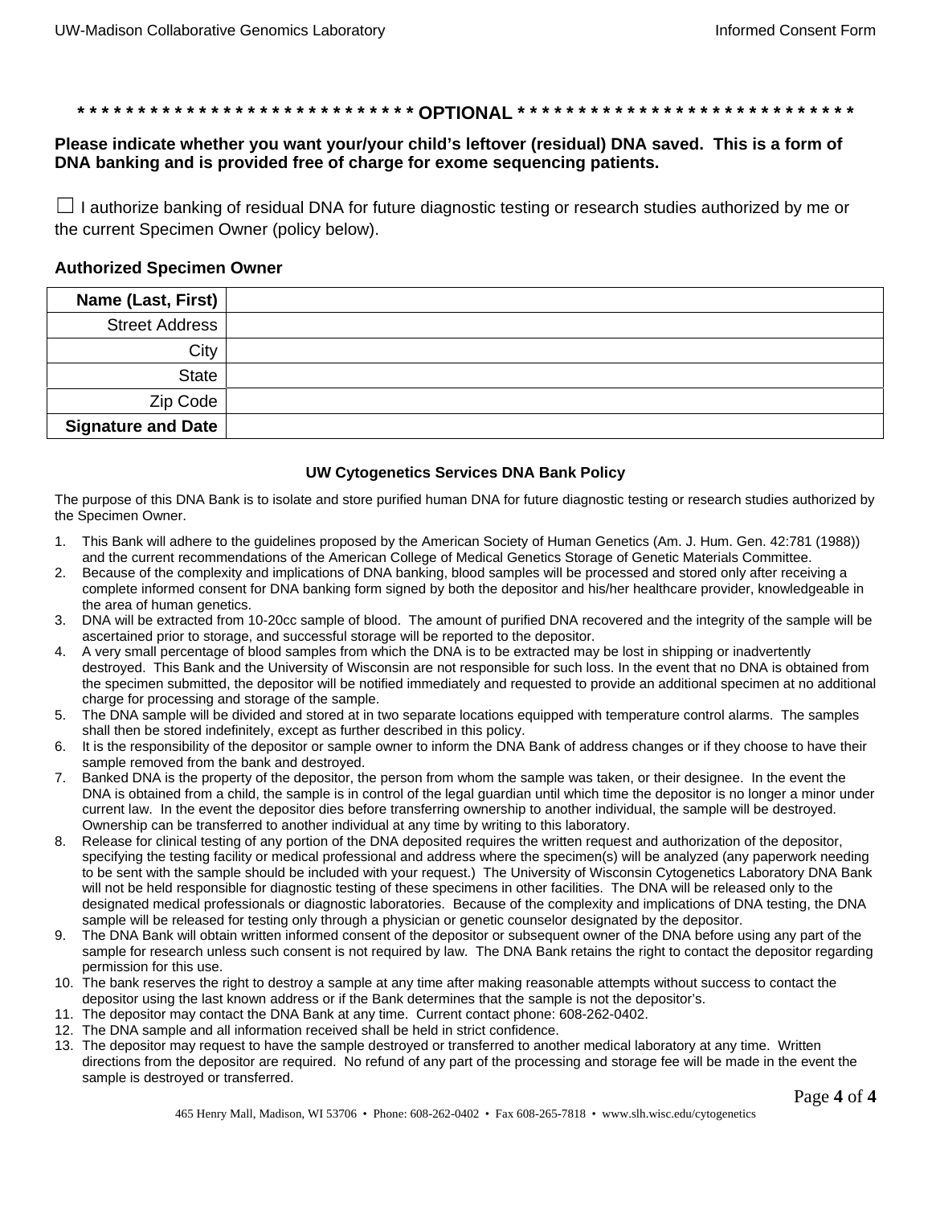**\* \* \* \* \* \* \* \* \* \* \* \* \* \* \* \* \* \* \* \* \* \* \* \* \* \* \* \* OPTIONAL \* \* \* \* \* \* \* \* \* \* \* \* \* \* \* \* \* \* \* \* \* \* \* \* \* \* \* \***

**Please indicate whether you want your/your child's leftover (residual) DNA saved. This is a form of DNA banking and is provided free of charge for exome sequencing patients.**

☐ I authorize banking of residual DNA for future diagnostic testing or research studies authorized by me or the current Specimen Owner (policy below).

**Authorized Specimen Owner**

| | |
|---|---|
| **Name (Last, First)** | |
| Street Address | |
| City | |
| State | |
| Zip Code | |
| **Signature and Date** | |

### UW Cytogenetics Services DNA Bank Policy

The purpose of this DNA Bank is to isolate and store purified human DNA for future diagnostic testing or research studies authorized by the Specimen Owner.

1. This Bank will adhere to the guidelines proposed by the American Society of Human Genetics (Am. J. Hum. Gen. 42:781 (1988)) and the current recommendations of the American College of Medical Genetics Storage of Genetic Materials Committee.
2. Because of the complexity and implications of DNA banking, blood samples will be processed and stored only after receiving a complete informed consent for DNA banking form signed by both the depositor and his/her healthcare provider, knowledgeable in the area of human genetics.
3. DNA will be extracted from 10-20cc sample of blood. The amount of purified DNA recovered and the integrity of the sample will be ascertained prior to storage, and successful storage will be reported to the depositor.
4. A very small percentage of blood samples from which the DNA is to be extracted may be lost in shipping or inadvertently destroyed. This Bank and the University of Wisconsin are not responsible for such loss. In the event that no DNA is obtained from the specimen submitted, the depositor will be notified immediately and requested to provide an additional specimen at no additional charge for processing and storage of the sample.
5. The DNA sample will be divided and stored at in two separate locations equipped with temperature control alarms. The samples shall then be stored indefinitely, except as further described in this policy.
6. It is the responsibility of the depositor or sample owner to inform the DNA Bank of address changes or if they choose to have their sample removed from the bank and destroyed.
7. Banked DNA is the property of the depositor, the person from whom the sample was taken, or their designee. In the event the DNA is obtained from a child, the sample is in control of the legal guardian until which time the depositor is no longer a minor under current law. In the event the depositor dies before transferring ownership to another individual, the sample will be destroyed. Ownership can be transferred to another individual at any time by writing to this laboratory.
8. Release for clinical testing of any portion of the DNA deposited requires the written request and authorization of the depositor, specifying the testing facility or medical professional and address where the specimen(s) will be analyzed (any paperwork needing to be sent with the sample should be included with your request.) The University of Wisconsin Cytogenetics Laboratory DNA Bank will not be held responsible for diagnostic testing of these specimens in other facilities. The DNA will be released only to the designated medical professionals or diagnostic laboratories. Because of the complexity and implications of DNA testing, the DNA sample will be released for testing only through a physician or genetic counselor designated by the depositor.
9. The DNA Bank will obtain written informed consent of the depositor or subsequent owner of the DNA before using any part of the sample for research unless such consent is not required by law. The DNA Bank retains the right to contact the depositor regarding permission for this use.
10. The bank reserves the right to destroy a sample at any time after making reasonable attempts without success to contact the depositor using the last known address or if the Bank determines that the sample is not the depositor's.
11. The depositor may contact the DNA Bank at any time. Current contact phone: 608-262-0402.
12. The DNA sample and all information received shall be held in strict confidence.
13. The depositor may request to have the sample destroyed or transferred to another medical laboratory at any time. Written directions from the depositor are required. No refund of any part of the processing and storage fee will be made in the event the sample is destroyed or transferred.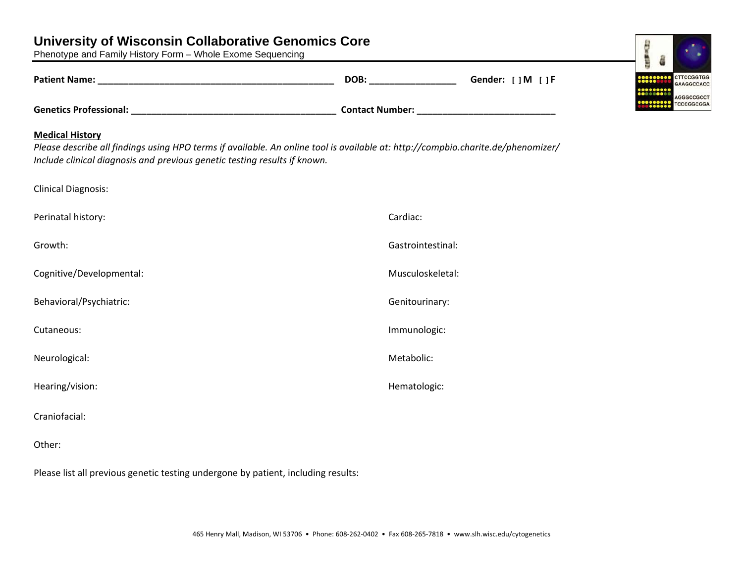# University of Wisconsin Collaborative Genomics Core

Phenotype and Family History Form – Whole Exome Sequencing

**Patient Name: \_\_\_\_\_\_\_\_\_\_\_\_\_\_\_\_\_\_\_\_\_\_\_\_\_\_\_\_\_\_\_\_\_\_\_\_\_\_\_\_\_\_\_\_\_\_ DOB: \_\_\_\_\_\_\_\_\_\_\_\_\_\_\_\_\_ Gender: [ ] M [ ] F**

**Genetics Professional: \_\_\_\_\_\_\_\_\_\_\_\_\_\_\_\_\_\_\_\_\_\_\_\_\_\_\_\_\_\_\_\_\_\_\_\_\_\_\_\_ Contact Number: \_\_\_\_\_\_\_\_\_\_\_\_\_\_\_\_\_\_\_\_\_\_\_\_\_\_\_**

## Medical History

*Please describe all findings using HPO terms if available. An online tool is available at: http://compbio.charite.de/phenomizer/*
*Include clinical diagnosis and previous genetic testing results if known.*

Clinical Diagnosis:

Perinatal history:

Growth:

Cognitive/Developmental:

Behavioral/Psychiatric:

Cutaneous:

Neurological:

Hearing/vision:

Craniofacial:

Cardiac:

Gastrointestinal:

Musculoskeletal:

Genitourinary:

Immunologic:

Metabolic:

Hematologic:

Other:

Please list all previous genetic testing undergone by patient, including results:

465 Henry Mall, Madison, WI 53706 • Phone: 608-262-0402 • Fax 608-265-7818 • www.slh.wisc.edu/cytogenetics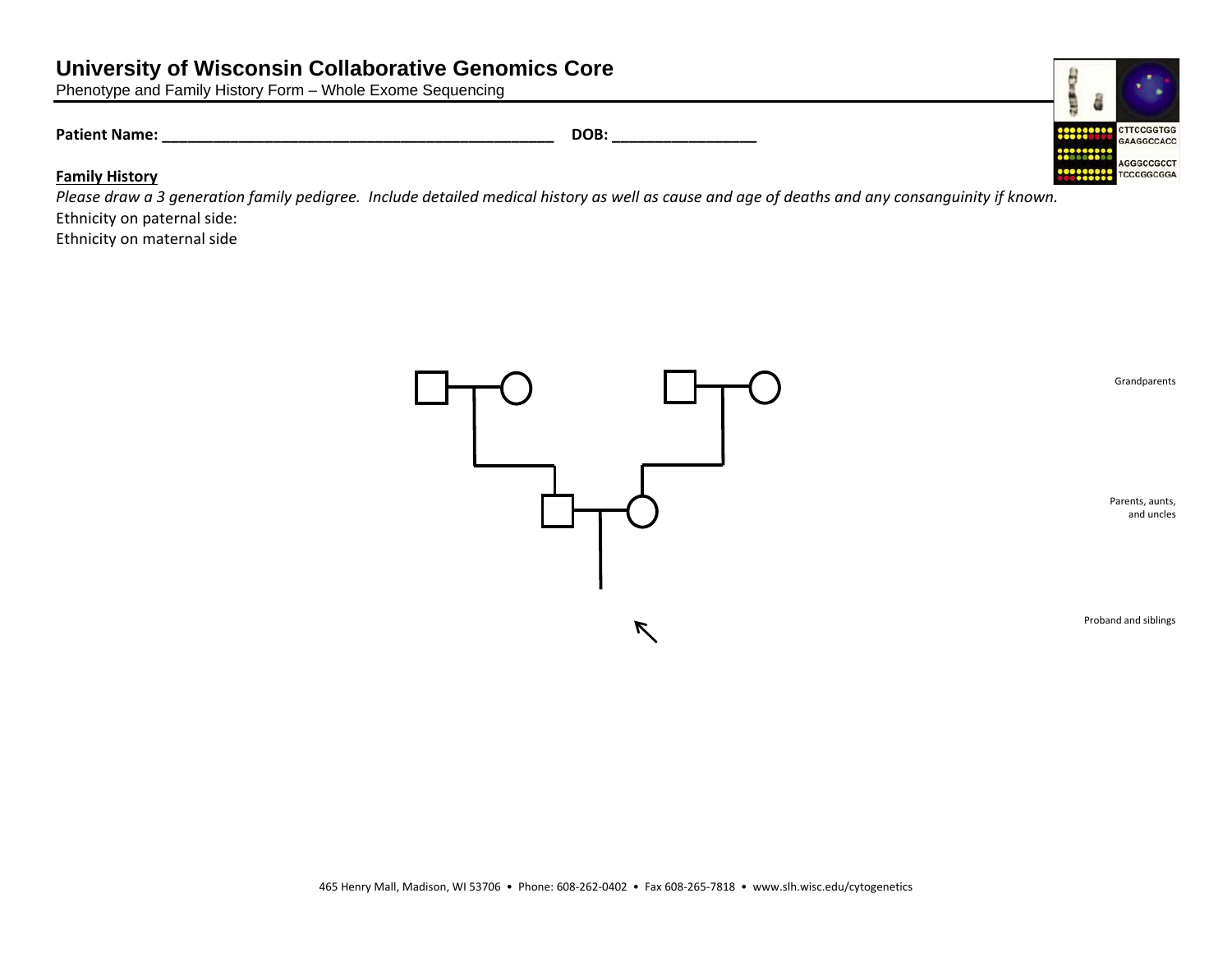# University of Wisconsin Collaborative Genomics Core

Phenotype and Family History Form – Whole Exome Sequencing

**Patient Name:** ______________________________________________ **DOB:** ________________

**Family History**

*Please draw a 3 generation family pedigree. Include detailed medical history as well as cause and age of deaths and any consanguinity if known.*

Ethnicity on paternal side:

Ethnicity on maternal side

Grandparents

Parents, aunts, and uncles

Proband and siblings

465 Henry Mall, Madison, WI 53706 • Phone: 608-262-0402 • Fax 608-265-7818 • www.slh.wisc.edu/cytogenetics